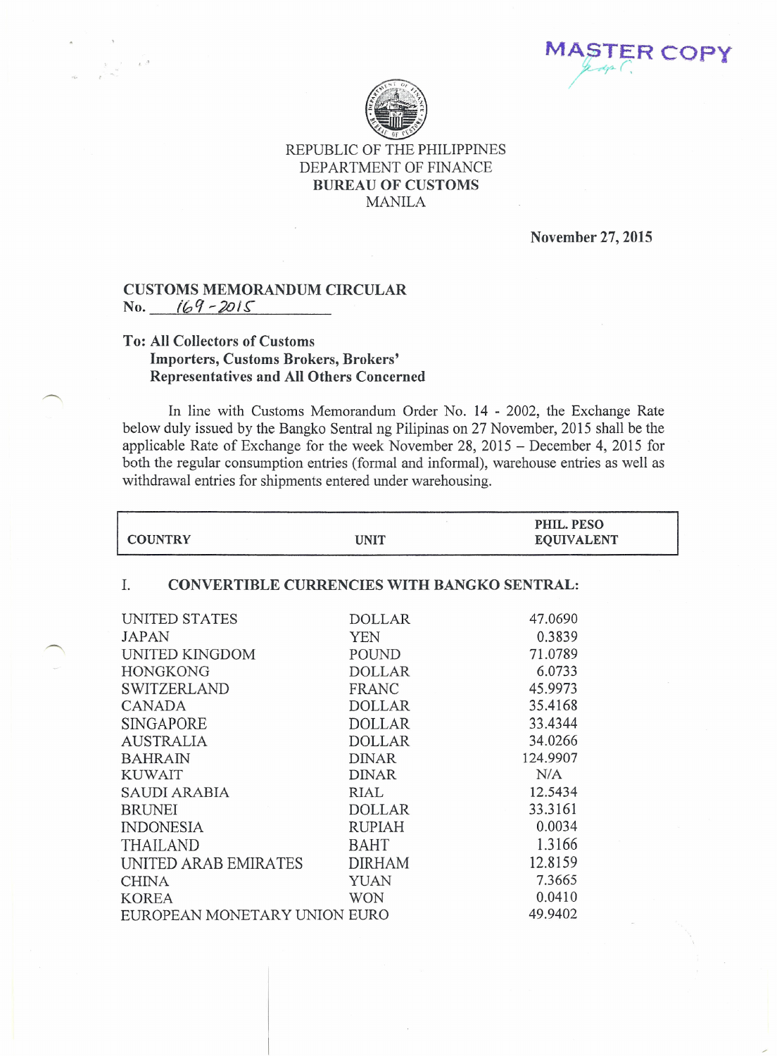MASTER COPY

REPUBLIC OF THE PHILIPPINES
DEPARTMENT OF FINANCE
**BUREAU OF CUSTOMS**
MANILA

**November 27, 2015**

**CUSTOMS MEMORANDUM CIRCULAR**
**No.** 169 - 2015

**To: All Collectors of Customs**
**Importers, Customs Brokers, Brokers' Representatives and All Others Concerned**

In line with Customs Memorandum Order No. 14 - 2002, the Exchange Rate below duly issued by the Bangko Sentral ng Pilipinas on 27 November, 2015 shall be the applicable Rate of Exchange for the week November 28, 2015 – December 4, 2015 for both the regular consumption entries (formal and informal), warehouse entries as well as withdrawal entries for shipments entered under warehousing.

| COUNTRY | UNIT | PHIL. PESO EQUIVALENT |
|---|---|---|
| **I. CONVERTIBLE CURRENCIES WITH BANGKO SENTRAL:** | | |
| UNITED STATES | DOLLAR | 47.0690 |
| JAPAN | YEN | 0.3839 |
| UNITED KINGDOM | POUND | 71.0789 |
| HONGKONG | DOLLAR | 6.0733 |
| SWITZERLAND | FRANC | 45.9973 |
| CANADA | DOLLAR | 35.4168 |
| SINGAPORE | DOLLAR | 33.4344 |
| AUSTRALIA | DOLLAR | 34.0266 |
| BAHRAIN | DINAR | 124.9907 |
| KUWAIT | DINAR | N/A |
| SAUDI ARABIA | RIAL | 12.5434 |
| BRUNEI | DOLLAR | 33.3161 |
| INDONESIA | RUPIAH | 0.0034 |
| THAILAND | BAHT | 1.3166 |
| UNITED ARAB EMIRATES | DIRHAM | 12.8159 |
| CHINA | YUAN | 7.3665 |
| KOREA | WON | 0.0410 |
| EUROPEAN MONETARY UNION | EURO | 49.9402 |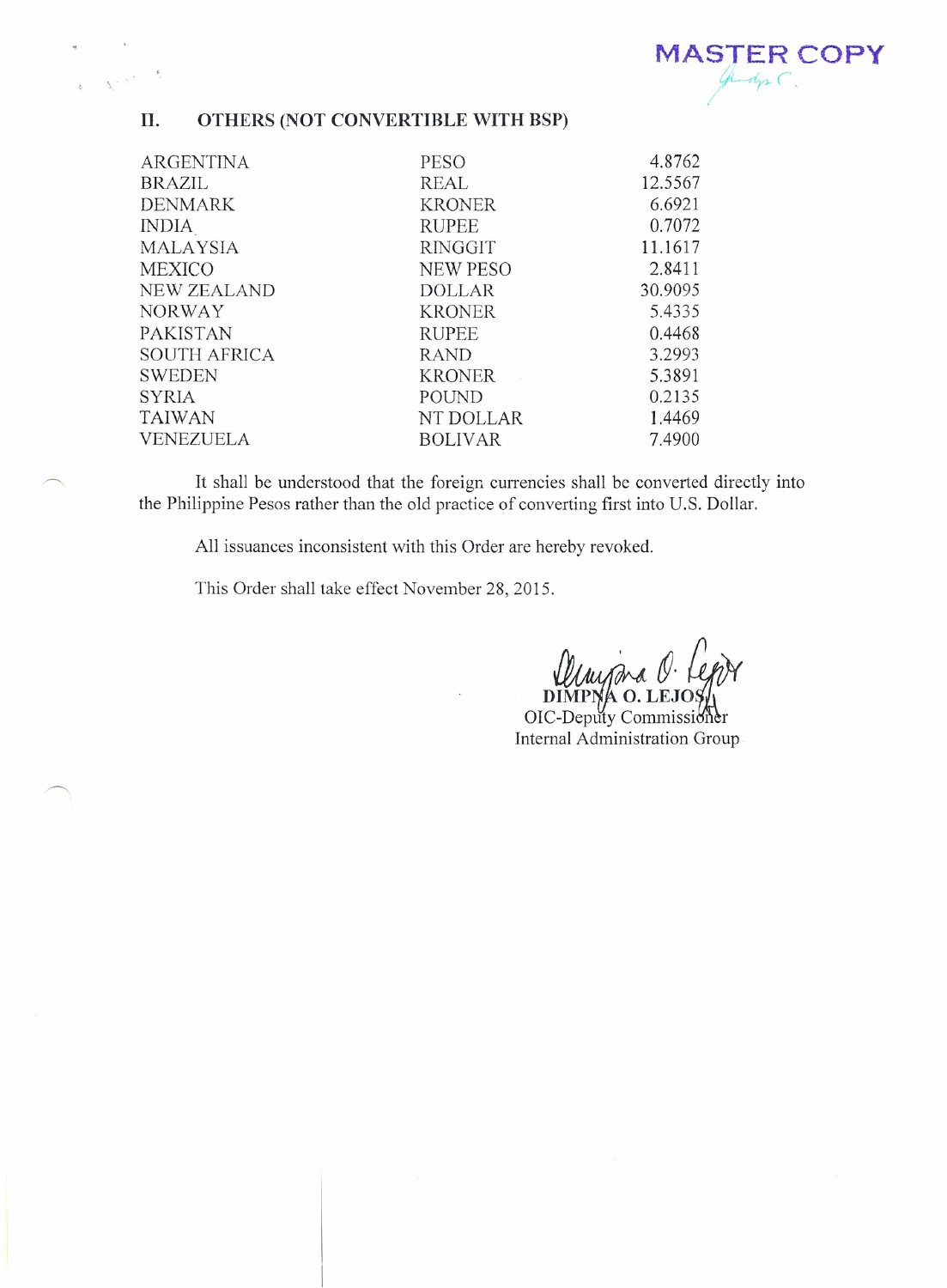MASTER COPY

## II. OTHERS (NOT CONVERTIBLE WITH BSP)

| | | |
|---|---|---|
| ARGENTINA | PESO | 4.8762 |
| BRAZIL | REAL | 12.5567 |
| DENMARK | KRONER | 6.6921 |
| INDIA | RUPEE | 0.7072 |
| MALAYSIA | RINGGIT | 11.1617 |
| MEXICO | NEW PESO | 2.8411 |
| NEW ZEALAND | DOLLAR | 30.9095 |
| NORWAY | KRONER | 5.4335 |
| PAKISTAN | RUPEE | 0.4468 |
| SOUTH AFRICA | RAND | 3.2993 |
| SWEDEN | KRONER | 5.3891 |
| SYRIA | POUND | 0.2135 |
| TAIWAN | NT DOLLAR | 1.4469 |
| VENEZUELA | BOLIVAR | 7.4900 |

It shall be understood that the foreign currencies shall be converted directly into the Philippine Pesos rather than the old practice of converting first into U.S. Dollar.

All issuances inconsistent with this Order are hereby revoked.

This Order shall take effect November 28, 2015.

**DIMPNA O. LEJOS**
OIC-Deputy Commissioner
Internal Administration Group